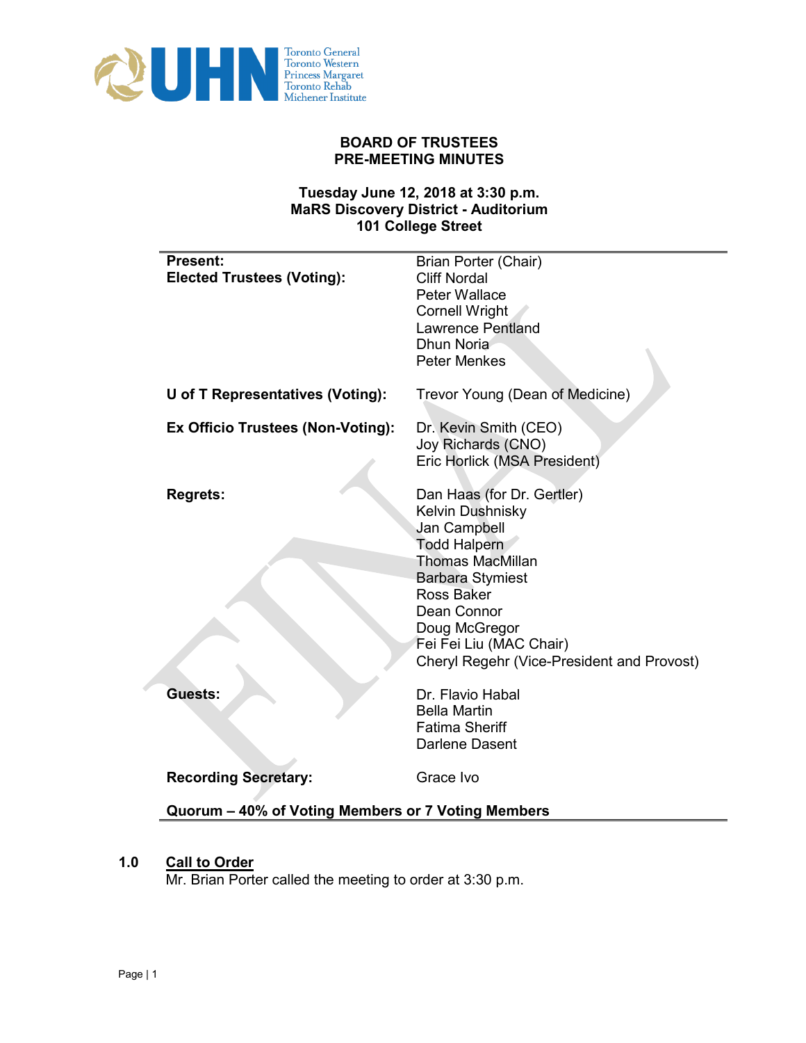# BOARD OF TRUSTEES
# PRE-MEETING MINUTES

**Tuesday June 12, 2018 at 3:30 p.m.**
**MaRS Discovery District - Auditorium**
**101 College Street**

| | |
|---|---|
| **Present:** | Brian Porter (Chair) |
| **Elected Trustees (Voting):** | Cliff Nordal |
| | Peter Wallace |
| | Cornell Wright |
| | Lawrence Pentland |
| | Dhun Noria |
| | Peter Menkes |
| **U of T Representatives (Voting):** | Trevor Young (Dean of Medicine) |
| **Ex Officio Trustees (Non-Voting):** | Dr. Kevin Smith (CEO) |
| | Joy Richards (CNO) |
| | Eric Horlick (MSA President) |
| **Regrets:** | Dan Haas (for Dr. Gertler) |
| | Kelvin Dushnisky |
| | Jan Campbell |
| | Todd Halpern |
| | Thomas MacMillan |
| | Barbara Stymiest |
| | Ross Baker |
| | Dean Connor |
| | Doug McGregor |
| | Fei Fei Liu (MAC Chair) |
| | Cheryl Regehr (Vice-President and Provost) |
| **Guests:** | Dr. Flavio Habal |
| | Bella Martin |
| | Fatima Sheriff |
| | Darlene Dasent |
| **Recording Secretary:** | Grace Ivo |

**Quorum – 40% of Voting Members or 7 Voting Members**

## 1.0 Call to Order

Mr. Brian Porter called the meeting to order at 3:30 p.m.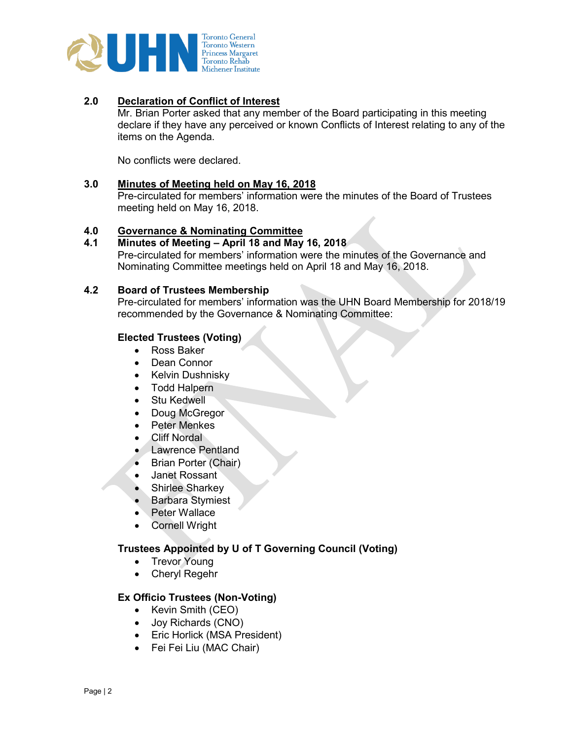## 2.0 Declaration of Conflict of Interest

Mr. Brian Porter asked that any member of the Board participating in this meeting declare if they have any perceived or known Conflicts of Interest relating to any of the items on the Agenda.

No conflicts were declared.

## 3.0 Minutes of Meeting held on May 16, 2018

Pre-circulated for members' information were the minutes of the Board of Trustees meeting held on May 16, 2018.

## 4.0 Governance & Nominating Committee

### 4.1 Minutes of Meeting – April 18 and May 16, 2018

Pre-circulated for members' information were the minutes of the Governance and Nominating Committee meetings held on April 18 and May 16, 2018.

### 4.2 Board of Trustees Membership

Pre-circulated for members' information was the UHN Board Membership for 2018/19 recommended by the Governance & Nominating Committee:

**Elected Trustees (Voting)**

- Ross Baker
- Dean Connor
- Kelvin Dushnisky
- Todd Halpern
- Stu Kedwell
- Doug McGregor
- Peter Menkes
- Cliff Nordal
- Lawrence Pentland
- Brian Porter (Chair)
- Janet Rossant
- Shirlee Sharkey
- Barbara Stymiest
- Peter Wallace
- Cornell Wright

**Trustees Appointed by U of T Governing Council (Voting)**

- Trevor Young
- Cheryl Regehr

**Ex Officio Trustees (Non-Voting)**

- Kevin Smith (CEO)
- Joy Richards (CNO)
- Eric Horlick (MSA President)
- Fei Fei Liu (MAC Chair)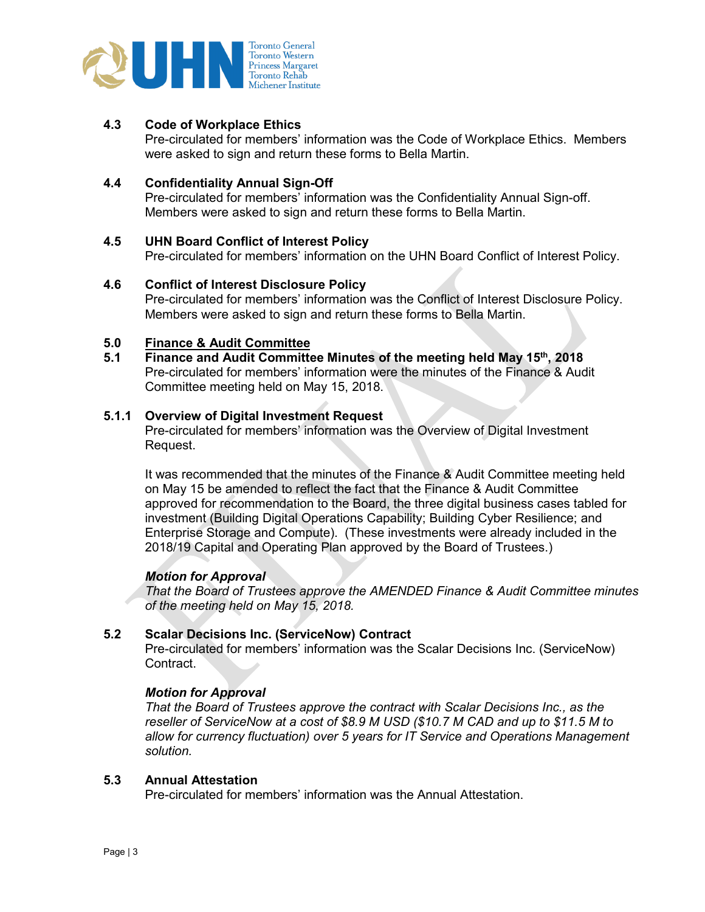### 4.3 Code of Workplace Ethics

Pre-circulated for members' information was the Code of Workplace Ethics. Members were asked to sign and return these forms to Bella Martin.

### 4.4 Confidentiality Annual Sign-Off

Pre-circulated for members' information was the Confidentiality Annual Sign-off. Members were asked to sign and return these forms to Bella Martin.

### 4.5 UHN Board Conflict of Interest Policy

Pre-circulated for members' information on the UHN Board Conflict of Interest Policy.

### 4.6 Conflict of Interest Disclosure Policy

Pre-circulated for members' information was the Conflict of Interest Disclosure Policy. Members were asked to sign and return these forms to Bella Martin.

## 5.0 Finance & Audit Committee

### 5.1 Finance and Audit Committee Minutes of the meeting held May 15th, 2018

Pre-circulated for members' information were the minutes of the Finance & Audit Committee meeting held on May 15, 2018.

### 5.1.1 Overview of Digital Investment Request

Pre-circulated for members' information was the Overview of Digital Investment Request.

It was recommended that the minutes of the Finance & Audit Committee meeting held on May 15 be amended to reflect the fact that the Finance & Audit Committee approved for recommendation to the Board, the three digital business cases tabled for investment (Building Digital Operations Capability; Building Cyber Resilience; and Enterprise Storage and Compute). (These investments were already included in the 2018/19 Capital and Operating Plan approved by the Board of Trustees.)

***Motion for Approval***

*That the Board of Trustees approve the AMENDED Finance & Audit Committee minutes of the meeting held on May 15, 2018.*

### 5.2 Scalar Decisions Inc. (ServiceNow) Contract

Pre-circulated for members' information was the Scalar Decisions Inc. (ServiceNow) Contract.

***Motion for Approval***

*That the Board of Trustees approve the contract with Scalar Decisions Inc., as the reseller of ServiceNow at a cost of $8.9 M USD ($10.7 M CAD and up to $11.5 M to allow for currency fluctuation) over 5 years for IT Service and Operations Management solution.*

### 5.3 Annual Attestation

Pre-circulated for members' information was the Annual Attestation.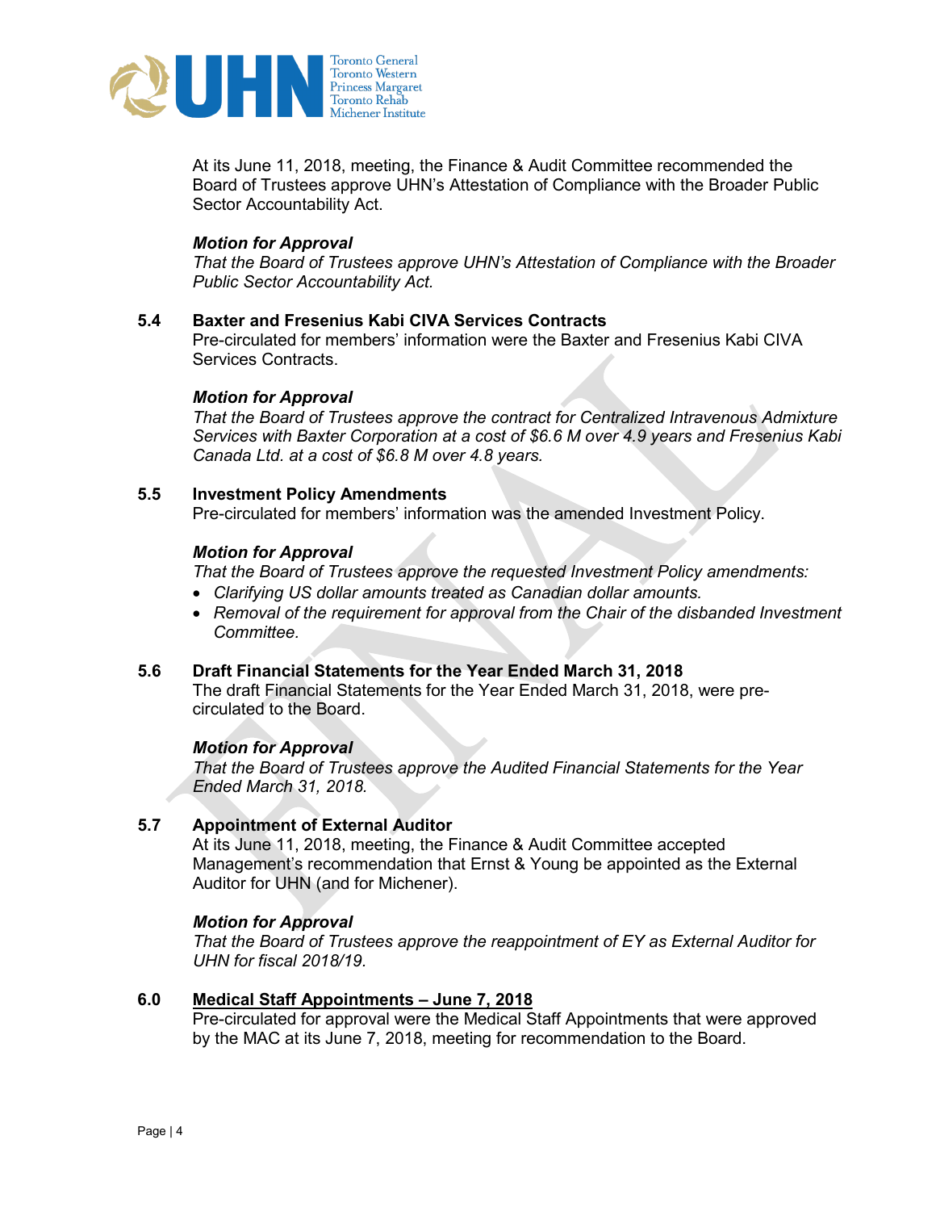At its June 11, 2018, meeting, the Finance & Audit Committee recommended the Board of Trustees approve UHN's Attestation of Compliance with the Broader Public Sector Accountability Act.

***Motion for Approval***
*That the Board of Trustees approve UHN's Attestation of Compliance with the Broader Public Sector Accountability Act.*

### 5.4 Baxter and Fresenius Kabi CIVA Services Contracts

Pre-circulated for members' information were the Baxter and Fresenius Kabi CIVA Services Contracts.

***Motion for Approval***
*That the Board of Trustees approve the contract for Centralized Intravenous Admixture Services with Baxter Corporation at a cost of $6.6 M over 4.9 years and Fresenius Kabi Canada Ltd. at a cost of $6.8 M over 4.8 years.*

### 5.5 Investment Policy Amendments

Pre-circulated for members' information was the amended Investment Policy.

***Motion for Approval***
*That the Board of Trustees approve the requested Investment Policy amendments:*

- *Clarifying US dollar amounts treated as Canadian dollar amounts.*
- *Removal of the requirement for approval from the Chair of the disbanded Investment Committee.*

### 5.6 Draft Financial Statements for the Year Ended March 31, 2018

The draft Financial Statements for the Year Ended March 31, 2018, were pre-circulated to the Board.

***Motion for Approval***
*That the Board of Trustees approve the Audited Financial Statements for the Year Ended March 31, 2018.*

### 5.7 Appointment of External Auditor

At its June 11, 2018, meeting, the Finance & Audit Committee accepted Management's recommendation that Ernst & Young be appointed as the External Auditor for UHN (and for Michener).

***Motion for Approval***
*That the Board of Trustees approve the reappointment of EY as External Auditor for UHN for fiscal 2018/19.*

## 6.0 Medical Staff Appointments – June 7, 2018

Pre-circulated for approval were the Medical Staff Appointments that were approved by the MAC at its June 7, 2018, meeting for recommendation to the Board.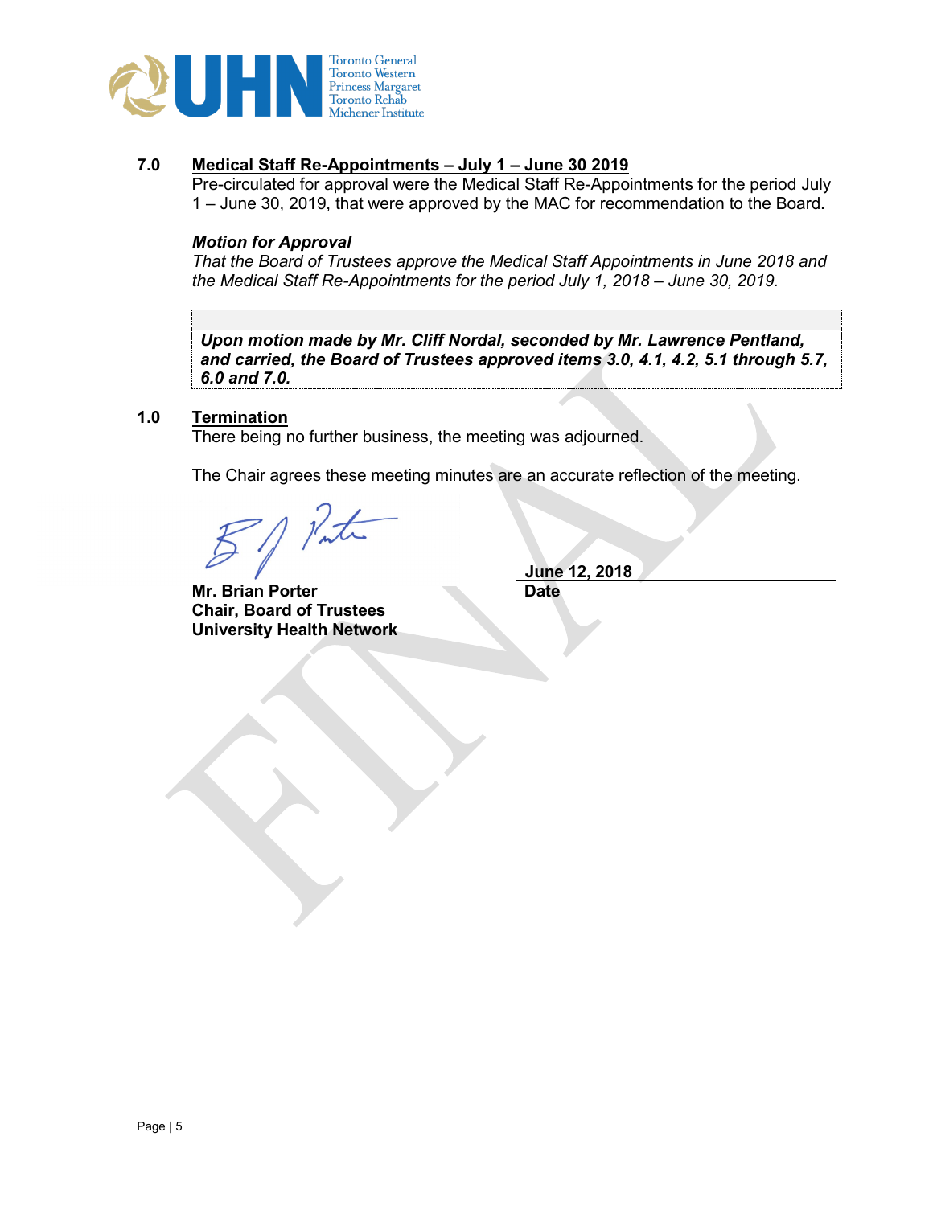## 7.0 Medical Staff Re-Appointments – July 1 – June 30 2019

Pre-circulated for approval were the Medical Staff Re-Appointments for the period July 1 – June 30, 2019, that were approved by the MAC for recommendation to the Board.

***Motion for Approval***

*That the Board of Trustees approve the Medical Staff Appointments in June 2018 and the Medical Staff Re-Appointments for the period July 1, 2018 – June 30, 2019.*

***Upon motion made by Mr. Cliff Nordal, seconded by Mr. Lawrence Pentland, and carried, the Board of Trustees approved items 3.0, 4.1, 4.2, 5.1 through 5.7, 6.0 and 7.0.***

## 1.0 Termination

There being no further business, the meeting was adjourned.

The Chair agrees these meeting minutes are an accurate reflection of the meeting.

**Mr. Brian Porter**
**Chair, Board of Trustees**
**University Health Network**

**June 12, 2018**
**Date**